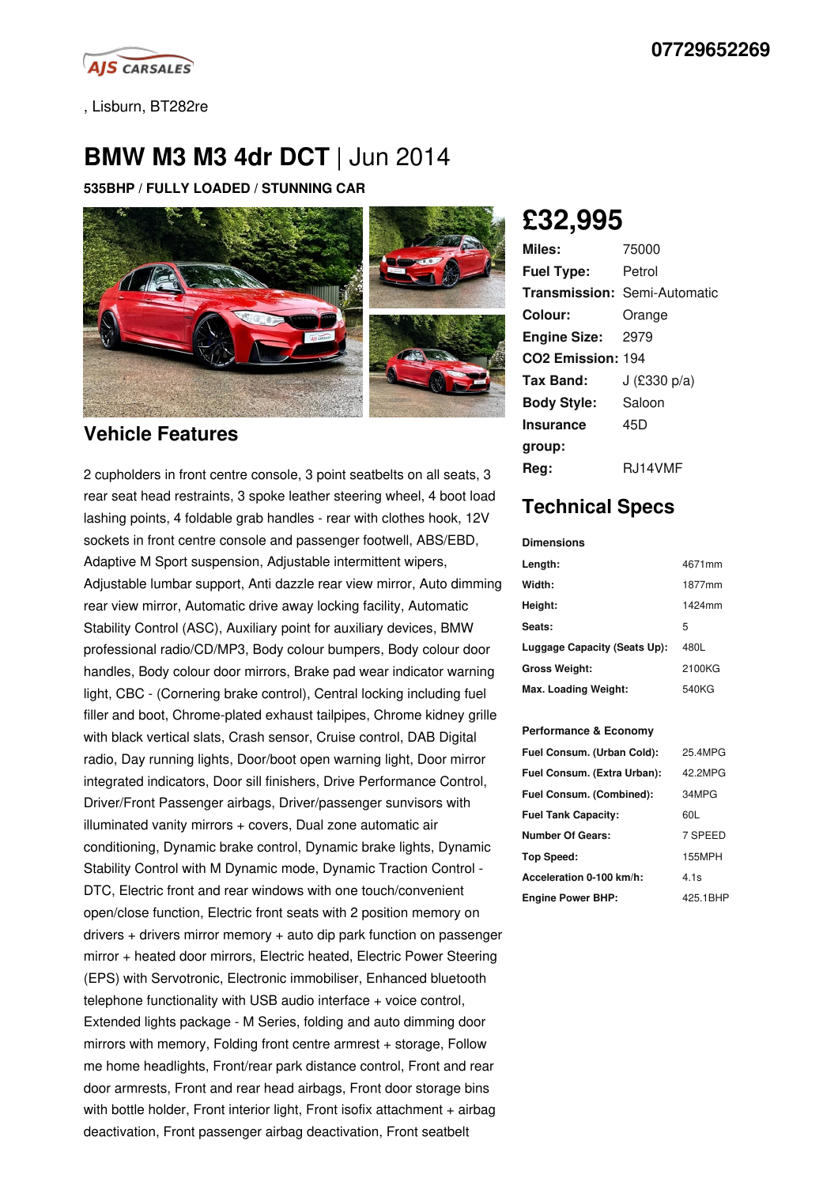AJS CARSALES

07729652269

, Lisburn, BT282re

# BMW M3 M3 4dr DCT | Jun 2014

**535BHP / FULLY LOADED / STUNNING CAR**

## £32,995

| | |
|---|---|
| **Miles:** | 75000 |
| **Fuel Type:** | Petrol |
| **Transmission:** | Semi-Automatic |
| **Colour:** | Orange |
| **Engine Size:** | 2979 |
| **CO2 Emission:** | 194 |
| **Tax Band:** | J (£330 p/a) |
| **Body Style:** | Saloon |
| **Insurance group:** | 45D |
| **Reg:** | RJ14VMF |

## Technical Specs

**Dimensions**

| | |
|---|---|
| **Length:** | 4671mm |
| **Width:** | 1877mm |
| **Height:** | 1424mm |
| **Seats:** | 5 |
| **Luggage Capacity (Seats Up):** | 480L |
| **Gross Weight:** | 2100KG |
| **Max. Loading Weight:** | 540KG |

**Performance & Economy**

| | |
|---|---|
| **Fuel Consum. (Urban Cold):** | 25.4MPG |
| **Fuel Consum. (Extra Urban):** | 42.2MPG |
| **Fuel Consum. (Combined):** | 34MPG |
| **Fuel Tank Capacity:** | 60L |
| **Number Of Gears:** | 7 SPEED |
| **Top Speed:** | 155MPH |
| **Acceleration 0-100 km/h:** | 4.1s |
| **Engine Power BHP:** | 425.1BHP |

## Vehicle Features

2 cupholders in front centre console, 3 point seatbelts on all seats, 3 rear seat head restraints, 3 spoke leather steering wheel, 4 boot load lashing points, 4 foldable grab handles - rear with clothes hook, 12V sockets in front centre console and passenger footwell, ABS/EBD, Adaptive M Sport suspension, Adjustable intermittent wipers, Adjustable lumbar support, Anti dazzle rear view mirror, Auto dimming rear view mirror, Automatic drive away locking facility, Automatic Stability Control (ASC), Auxiliary point for auxiliary devices, BMW professional radio/CD/MP3, Body colour bumpers, Body colour door handles, Body colour door mirrors, Brake pad wear indicator warning light, CBC - (Cornering brake control), Central locking including fuel filler and boot, Chrome-plated exhaust tailpipes, Chrome kidney grille with black vertical slats, Crash sensor, Cruise control, DAB Digital radio, Day running lights, Door/boot open warning light, Door mirror integrated indicators, Door sill finishers, Drive Performance Control, Driver/Front Passenger airbags, Driver/passenger sunvisors with illuminated vanity mirrors + covers, Dual zone automatic air conditioning, Dynamic brake control, Dynamic brake lights, Dynamic Stability Control with M Dynamic mode, Dynamic Traction Control - DTC, Electric front and rear windows with one touch/convenient open/close function, Electric front seats with 2 position memory on drivers + drivers mirror memory + auto dip park function on passenger mirror + heated door mirrors, Electric heated, Electric Power Steering (EPS) with Servotronic, Electronic immobiliser, Enhanced bluetooth telephone functionality with USB audio interface + voice control, Extended lights package - M Series, folding and auto dimming door mirrors with memory, Folding front centre armrest + storage, Follow me home headlights, Front/rear park distance control, Front and rear door armrests, Front and rear head airbags, Front door storage bins with bottle holder, Front interior light, Front isofix attachment + airbag deactivation, Front passenger airbag deactivation, Front seatbelt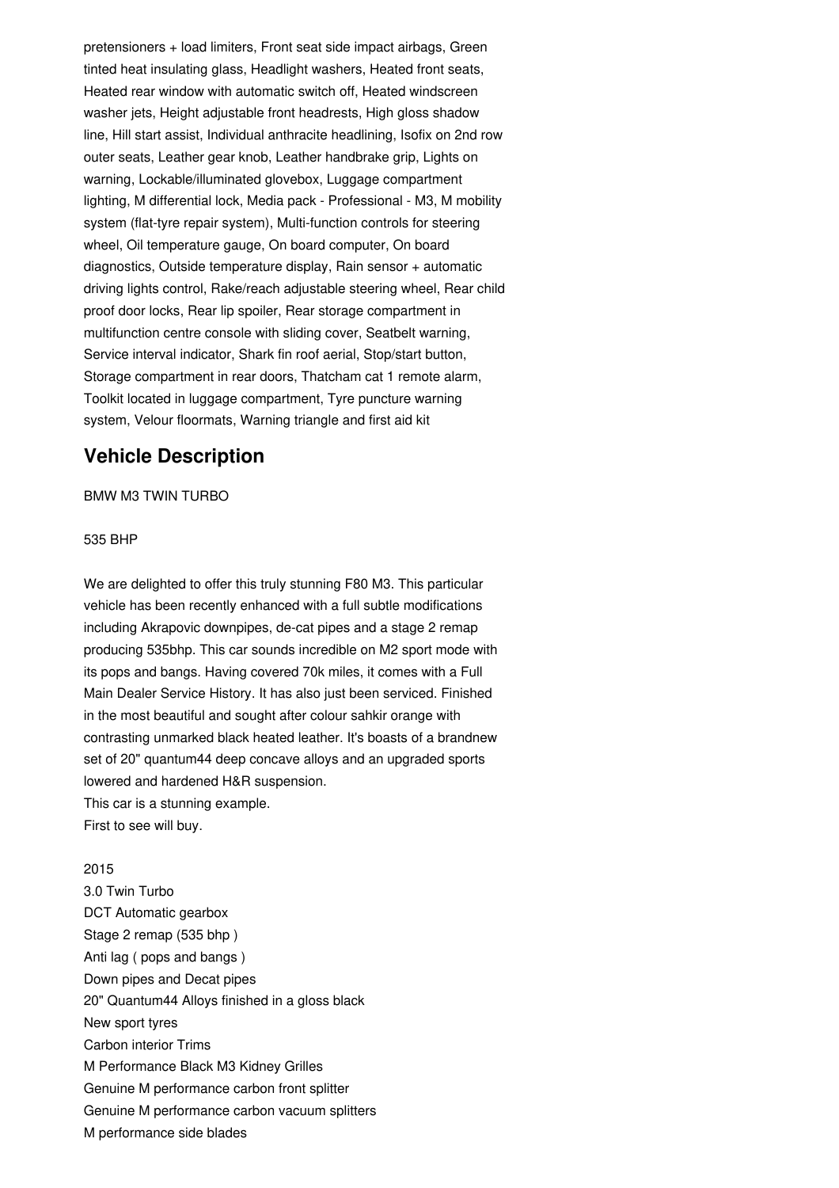pretensioners + load limiters, Front seat side impact airbags, Green tinted heat insulating glass, Headlight washers, Heated front seats, Heated rear window with automatic switch off, Heated windscreen washer jets, Height adjustable front headrests, High gloss shadow line, Hill start assist, Individual anthracite headlining, Isofix on 2nd row outer seats, Leather gear knob, Leather handbrake grip, Lights on warning, Lockable/illuminated glovebox, Luggage compartment lighting, M differential lock, Media pack - Professional - M3, M mobility system (flat-tyre repair system), Multi-function controls for steering wheel, Oil temperature gauge, On board computer, On board diagnostics, Outside temperature display, Rain sensor + automatic driving lights control, Rake/reach adjustable steering wheel, Rear child proof door locks, Rear lip spoiler, Rear storage compartment in multifunction centre console with sliding cover, Seatbelt warning, Service interval indicator, Shark fin roof aerial, Stop/start button, Storage compartment in rear doors, Thatcham cat 1 remote alarm, Toolkit located in luggage compartment, Tyre puncture warning system, Velour floormats, Warning triangle and first aid kit

## Vehicle Description

BMW M3 TWIN TURBO

535 BHP

We are delighted to offer this truly stunning F80 M3. This particular vehicle has been recently enhanced with a full subtle modifications including Akrapovic downpipes, de-cat pipes and a stage 2 remap producing 535bhp. This car sounds incredible on M2 sport mode with its pops and bangs. Having covered 70k miles, it comes with a Full Main Dealer Service History. It has also just been serviced. Finished in the most beautiful and sought after colour sahkir orange with contrasting unmarked black heated leather. It's boasts of a brandnew set of 20" quantum44 deep concave alloys and an upgraded sports lowered and hardened H&R suspension.
This car is a stunning example.
First to see will buy.

2015
3.0 Twin Turbo
DCT Automatic gearbox
Stage 2 remap (535 bhp )
Anti lag ( pops and bangs )
Down pipes and Decat pipes
20" Quantum44 Alloys finished in a gloss black
New sport tyres
Carbon interior Trims
M Performance Black M3 Kidney Grilles
Genuine M performance carbon front splitter
Genuine M performance carbon vacuum splitters
M performance side blades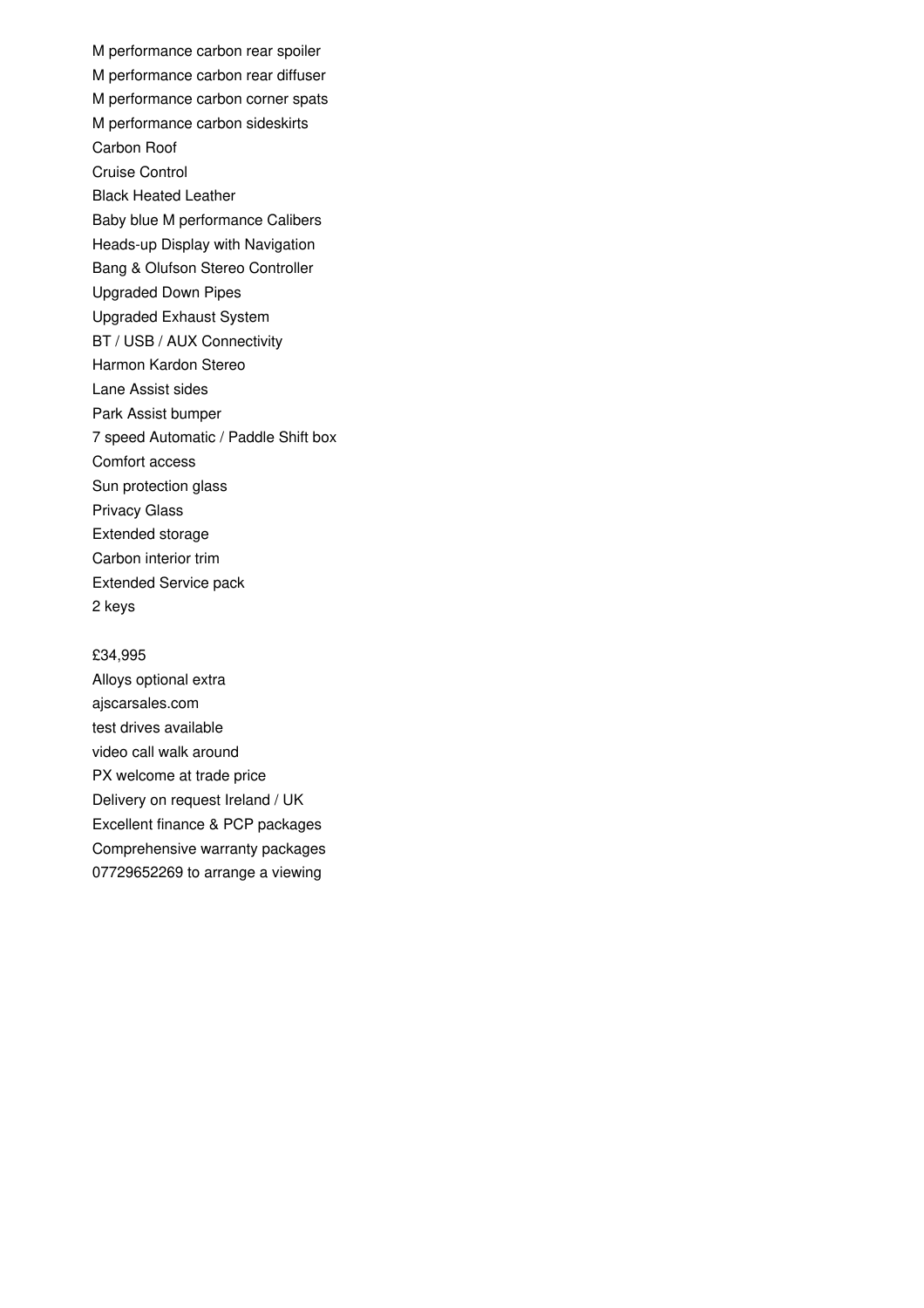M performance carbon rear spoiler
M performance carbon rear diffuser
M performance carbon corner spats
M performance carbon sideskirts
Carbon Roof
Cruise Control
Black Heated Leather
Baby blue M performance Calibers
Heads-up Display with Navigation
Bang & Olufson Stereo Controller
Upgraded Down Pipes
Upgraded Exhaust System
BT / USB / AUX Connectivity
Harmon Kardon Stereo
Lane Assist sides
Park Assist bumper
7 speed Automatic / Paddle Shift box
Comfort access
Sun protection glass
Privacy Glass
Extended storage
Carbon interior trim
Extended Service pack
2 keys

£34,995
Alloys optional extra
ajscarsales.com
test drives available
video call walk around
PX welcome at trade price
Delivery on request Ireland / UK
Excellent finance & PCP packages
Comprehensive warranty packages
07729652269 to arrange a viewing